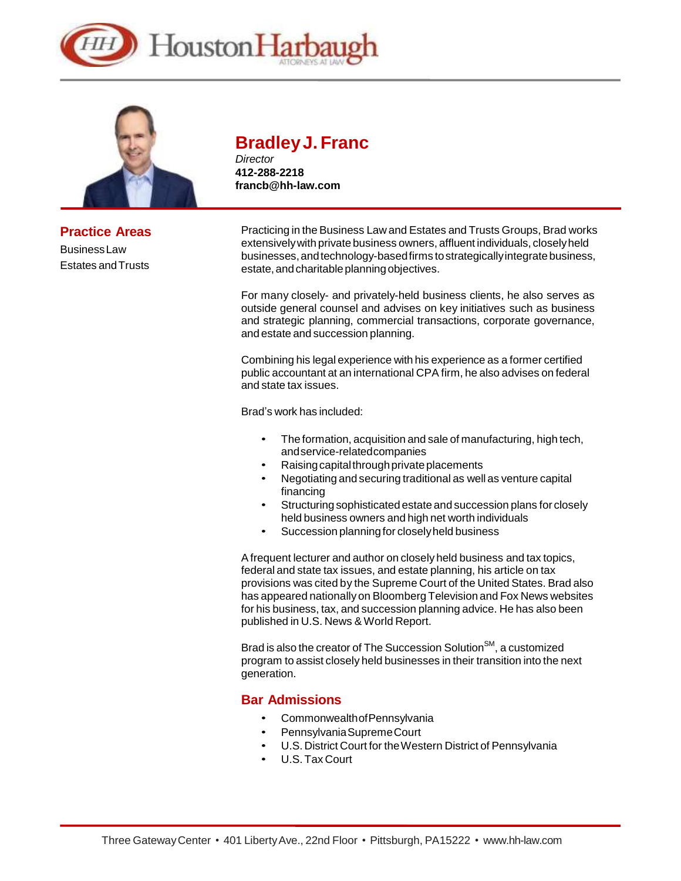# Bradley J. Franc

*Director*
**412-288-2218**
**francb@hh-law.com**

## Practice Areas

Business Law
Estates and Trusts

Practicing in the Business Law and Estates and Trusts Groups, Brad works extensively with private business owners, affluent individuals, closely held businesses, and technology-based firms to strategically integrate business, estate, and charitable planning objectives.

For many closely- and privately-held business clients, he also serves as outside general counsel and advises on key initiatives such as business and strategic planning, commercial transactions, corporate governance, and estate and succession planning.

Combining his legal experience with his experience as a former certified public accountant at an international CPA firm, he also advises on federal and state tax issues.

Brad's work has included:

- The formation, acquisition and sale of manufacturing, high tech, and service-related companies
- Raising capital through private placements
- Negotiating and securing traditional as well as venture capital financing
- Structuring sophisticated estate and succession plans for closely held business owners and high net worth individuals
- Succession planning for closely held business

A frequent lecturer and author on closely held business and tax topics, federal and state tax issues, and estate planning, his article on tax provisions was cited by the Supreme Court of the United States. Brad also has appeared nationally on Bloomberg Television and Fox News websites for his business, tax, and succession planning advice. He has also been published in U.S. News & World Report.

Brad is also the creator of The Succession Solution℠, a customized program to assist closely held businesses in their transition into the next generation.

## Bar Admissions

- Commonwealth of Pennsylvania
- Pennsylvania Supreme Court
- U.S. District Court for the Western District of Pennsylvania
- U.S. Tax Court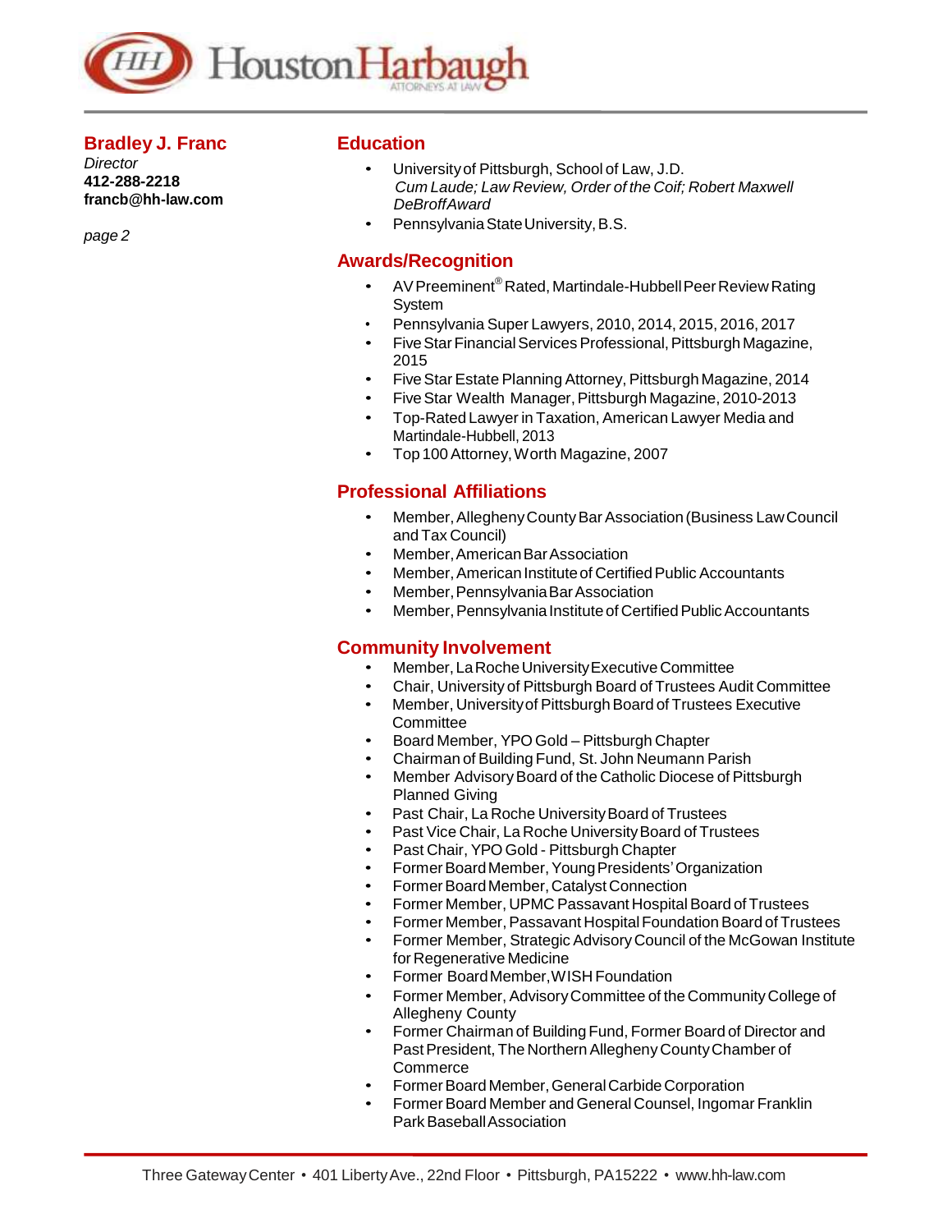**Bradley J. Franc**
*Director*
**412-288-2218**
**francb@hh-law.com**

*page 2*

## Education

- University of Pittsburgh, School of Law, J.D.
  *Cum Laude; Law Review, Order of the Coif; Robert Maxwell DeBroff Award*
- Pennsylvania State University, B.S.

## Awards/Recognition

- AV Preeminent® Rated, Martindale-Hubbell Peer Review Rating System
- Pennsylvania Super Lawyers, 2010, 2014, 2015, 2016, 2017
- Five Star Financial Services Professional, Pittsburgh Magazine, 2015
- Five Star Estate Planning Attorney, Pittsburgh Magazine, 2014
- Five Star Wealth Manager, Pittsburgh Magazine, 2010-2013
- Top-Rated Lawyer in Taxation, American Lawyer Media and Martindale-Hubbell, 2013
- Top 100 Attorney, Worth Magazine, 2007

## Professional Affiliations

- Member, Allegheny County Bar Association (Business Law Council and Tax Council)
- Member, American Bar Association
- Member, American Institute of Certified Public Accountants
- Member, Pennsylvania Bar Association
- Member, Pennsylvania Institute of Certified Public Accountants

## Community Involvement

- Member, La Roche University Executive Committee
- Chair, University of Pittsburgh Board of Trustees Audit Committee
- Member, University of Pittsburgh Board of Trustees Executive Committee
- Board Member, YPO Gold – Pittsburgh Chapter
- Chairman of Building Fund, St. John Neumann Parish
- Member Advisory Board of the Catholic Diocese of Pittsburgh Planned Giving
- Past Chair, La Roche University Board of Trustees
- Past Vice Chair, La Roche University Board of Trustees
- Past Chair, YPO Gold - Pittsburgh Chapter
- Former Board Member, Young Presidents' Organization
- Former Board Member, Catalyst Connection
- Former Member, UPMC Passavant Hospital Board of Trustees
- Former Member, Passavant Hospital Foundation Board of Trustees
- Former Member, Strategic Advisory Council of the McGowan Institute for Regenerative Medicine
- Former Board Member, WISH Foundation
- Former Member, Advisory Committee of the Community College of Allegheny County
- Former Chairman of Building Fund, Former Board of Director and Past President, The Northern Allegheny County Chamber of Commerce
- Former Board Member, General Carbide Corporation
- Former Board Member and General Counsel, Ingomar Franklin Park Baseball Association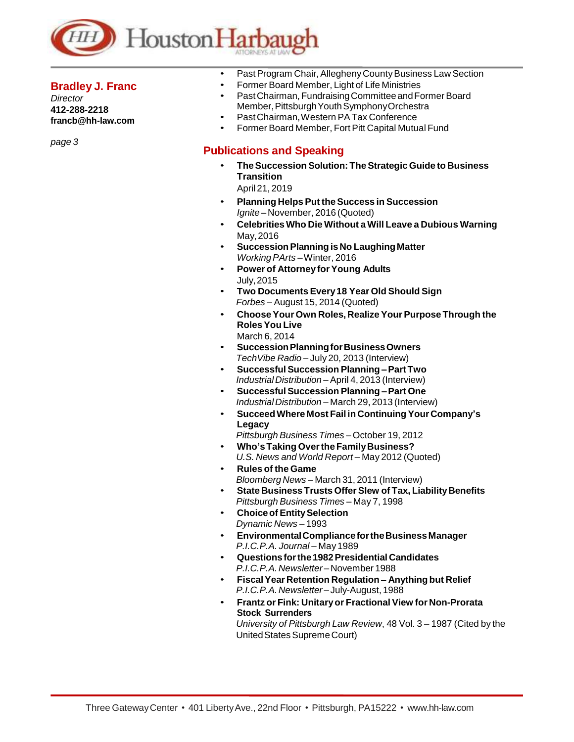**Bradley J. Franc**
*Director*
**412-288-2218**
**francb@hh-law.com**

*page 3*

- Past Program Chair, Allegheny County Business Law Section
- Former Board Member, Light of Life Ministries
- Past Chairman, Fundraising Committee and Former Board Member, Pittsburgh Youth Symphony Orchestra
- Past Chairman, Western PA Tax Conference
- Former Board Member, Fort Pitt Capital Mutual Fund

## Publications and Speaking

- **The Succession Solution: The Strategic Guide to Business Transition**
  April 21, 2019
- **Planning Helps Put the Success in Succession**
  *Ignite* – November, 2016 (Quoted)
- **Celebrities Who Die Without a Will Leave a Dubious Warning**
  May, 2016
- **Succession Planning is No Laughing Matter**
  *Working PArts* – Winter, 2016
- **Power of Attorney for Young Adults**
  July, 2015
- **Two Documents Every 18 Year Old Should Sign**
  *Forbes* – August 15, 2014 (Quoted)
- **Choose Your Own Roles, Realize Your Purpose Through the Roles You Live**
  March 6, 2014
- **Succession Planning for Business Owners**
  *TechVibe Radio* – July 20, 2013 (Interview)
- **Successful Succession Planning – Part Two**
  *Industrial Distribution* – April 4, 2013 (Interview)
- **Successful Succession Planning – Part One**
  *Industrial Distribution* – March 29, 2013 (Interview)
- **Succeed Where Most Fail in Continuing Your Company's Legacy**
  *Pittsburgh Business Times* – October 19, 2012
- **Who's Taking Over the Family Business?**
  *U.S. News and World Report* – May 2012 (Quoted)
- **Rules of the Game**
  *Bloomberg News* – March 31, 2011 (Interview)
- **State Business Trusts Offer Slew of Tax, Liability Benefits**
  *Pittsburgh Business Times* – May 7, 1998
- **Choice of Entity Selection**
  *Dynamic News* – 1993
- **Environmental Compliance for the Business Manager**
  *P.I.C.P.A. Journal* – May 1989
- **Questions for the 1982 Presidential Candidates**
  *P.I.C.P.A. Newsletter* – November 1988
- **Fiscal Year Retention Regulation – Anything but Relief**
  *P.I.C.P.A. Newsletter* – July-August, 1988
- **Frantz or Fink: Unitary or Fractional View for Non-Prorata Stock Surrenders**
  *University of Pittsburgh Law Review*, 48 Vol. 3 – 1987 (Cited by the United States Supreme Court)